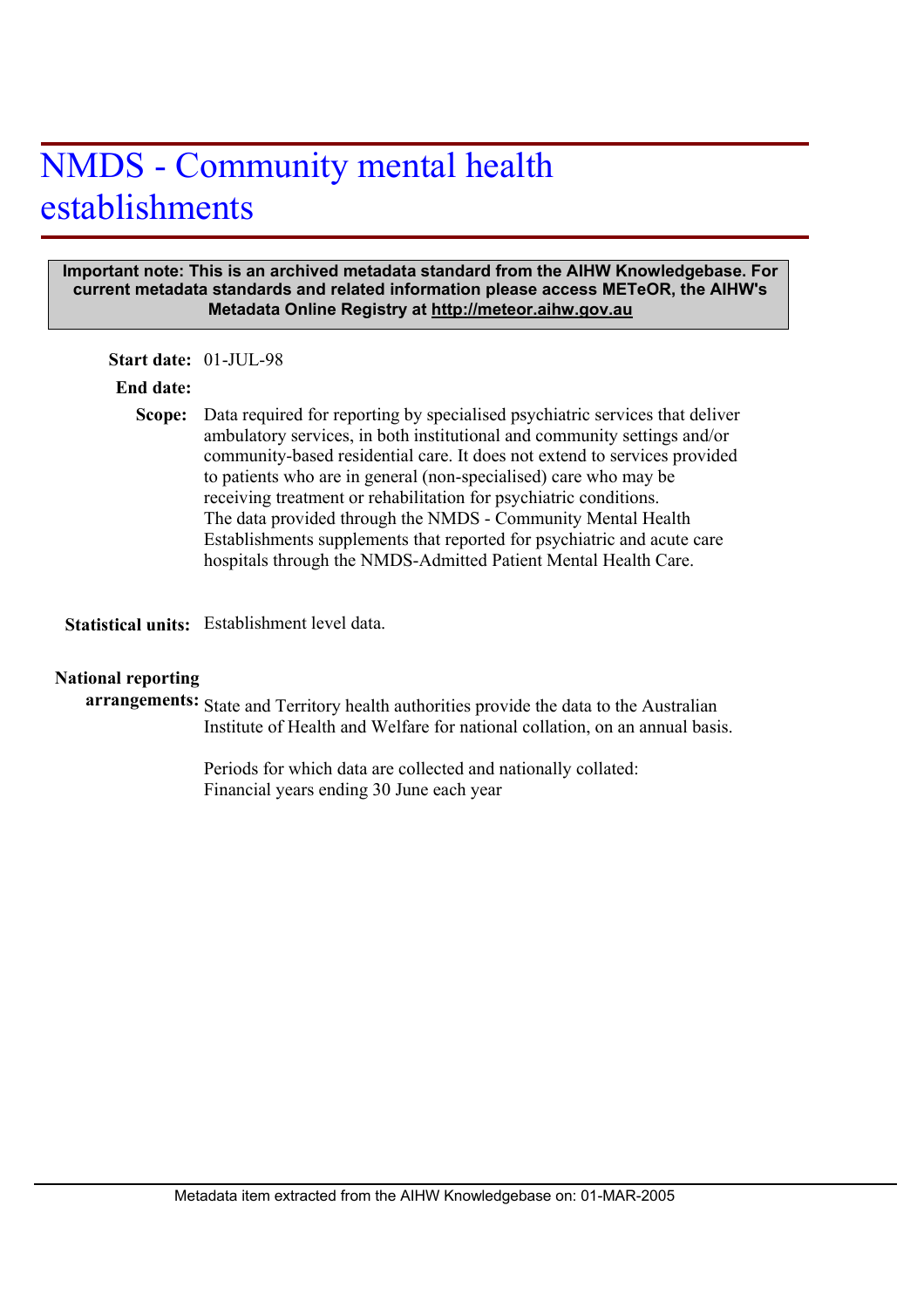# NMDS - Community mental health establishments

**Important note: This is an archived metadata standard from the AIHW Knowledgebase. For current metadata standards and related information please access METeOR, the AIHW's Metadata Online Registry at http://meteor.aihw.gov.au**

**Start date:** 01-JUL-98

**End date:**

**Scope:** Data required for reporting by specialised psychiatric services that deliver ambulatory services, in both institutional and community settings and/or community-based residential care. It does not extend to services provided to patients who are in general (non-specialised) care who may be receiving treatment or rehabilitation for psychiatric conditions. The data provided through the NMDS - Community Mental Health Establishments supplements that reported for psychiatric and acute care hospitals through the NMDS-Admitted Patient Mental Health Care.

**Statistical units:** Establishment level data.

**National reporting arrangements:** State and Territory health authorities provide the data to the Australian Institute of Health and Welfare for national collation, on an annual basis.

Periods for which data are collected and nationally collated: Financial years ending 30 June each year

Metadata item extracted from the AIHW Knowledgebase on: 01-MAR-2005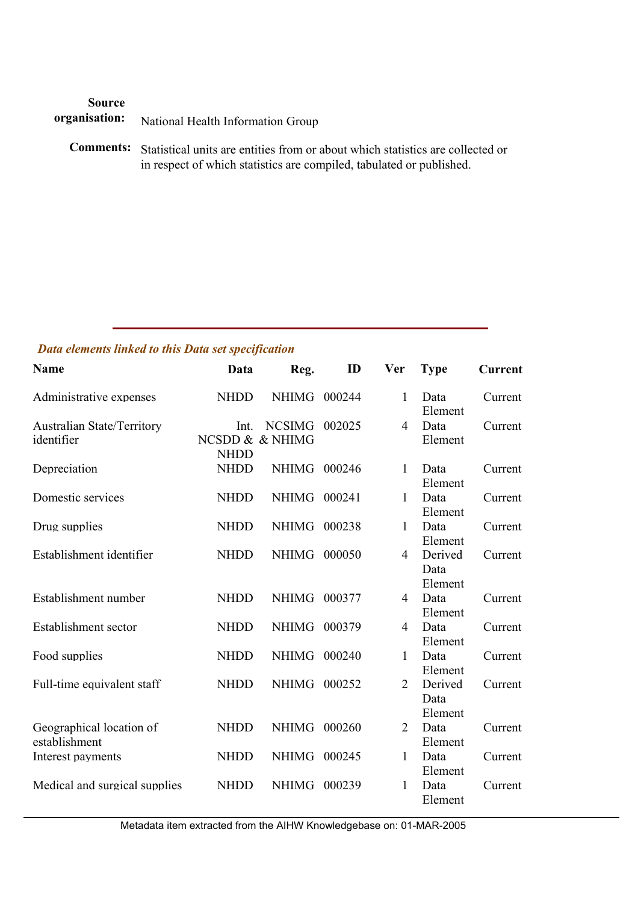**Source organisation:** National Health Information Group

**Comments:** Statistical units are entities from or about which statistics are collected or in respect of which statistics are compiled, tabulated or published.

***Data elements linked to this Data set specification***

| Name | Data | Reg. | ID | Ver | Type | Current |
|---|---|---|---|---|---|---|
| Administrative expenses | NHDD | NHIMG | 000244 | 1 | Data Element | Current |
| Australian State/Territory identifier | Int. NCSDD & NHDD | NCSIMG & NHIMG | 002025 | 4 | Data Element | Current |
| Depreciation | NHDD | NHIMG | 000246 | 1 | Data Element | Current |
| Domestic services | NHDD | NHIMG | 000241 | 1 | Data Element | Current |
| Drug supplies | NHDD | NHIMG | 000238 | 1 | Data Element | Current |
| Establishment identifier | NHDD | NHIMG | 000050 | 4 | Derived Data Element | Current |
| Establishment number | NHDD | NHIMG | 000377 | 4 | Data Element | Current |
| Establishment sector | NHDD | NHIMG | 000379 | 4 | Data Element | Current |
| Food supplies | NHDD | NHIMG | 000240 | 1 | Data Element | Current |
| Full-time equivalent staff | NHDD | NHIMG | 000252 | 2 | Derived Data Element | Current |
| Geographical location of establishment | NHDD | NHIMG | 000260 | 2 | Data Element | Current |
| Interest payments | NHDD | NHIMG | 000245 | 1 | Data Element | Current |
| Medical and surgical supplies | NHDD | NHIMG | 000239 | 1 | Data Element | Current |

Metadata item extracted from the AIHW Knowledgebase on: 01-MAR-2005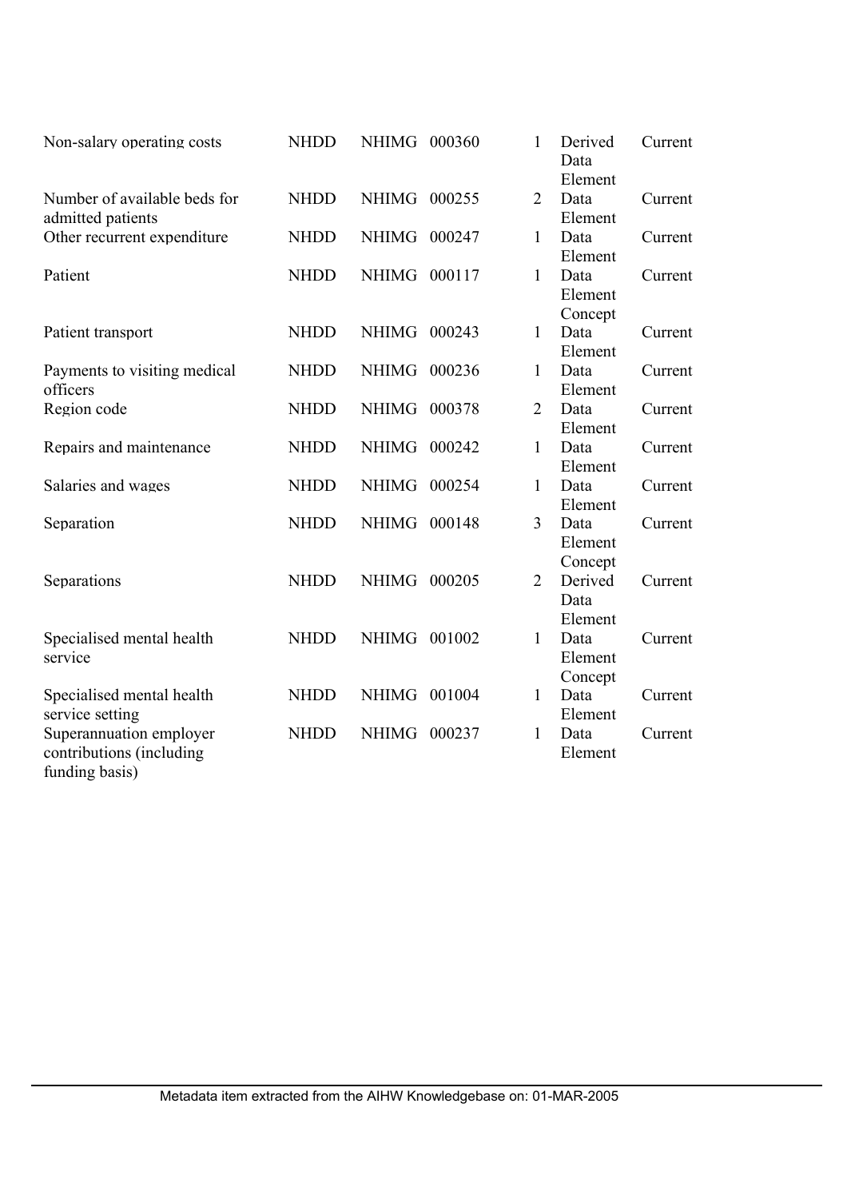| | | | | | | |
|---|---|---|---|---|---|---|
| Non-salary operating costs | NHDD | NHIMG | 000360 | 1 | Derived Data Element | Current |
| Number of available beds for admitted patients | NHDD | NHIMG | 000255 | 2 | Data Element | Current |
| Other recurrent expenditure | NHDD | NHIMG | 000247 | 1 | Data Element | Current |
| Patient | NHDD | NHIMG | 000117 | 1 | Data Element Concept | Current |
| Patient transport | NHDD | NHIMG | 000243 | 1 | Data Element | Current |
| Payments to visiting medical officers | NHDD | NHIMG | 000236 | 1 | Data Element | Current |
| Region code | NHDD | NHIMG | 000378 | 2 | Data Element | Current |
| Repairs and maintenance | NHDD | NHIMG | 000242 | 1 | Data Element | Current |
| Salaries and wages | NHDD | NHIMG | 000254 | 1 | Data Element | Current |
| Separation | NHDD | NHIMG | 000148 | 3 | Data Element Concept | Current |
| Separations | NHDD | NHIMG | 000205 | 2 | Derived Data Element | Current |
| Specialised mental health service | NHDD | NHIMG | 001002 | 1 | Data Element Concept | Current |
| Specialised mental health service setting | NHDD | NHIMG | 001004 | 1 | Data Element | Current |
| Superannuation employer contributions (including funding basis) | NHDD | NHIMG | 000237 | 1 | Data Element | Current |

Metadata item extracted from the AIHW Knowledgebase on: 01-MAR-2005